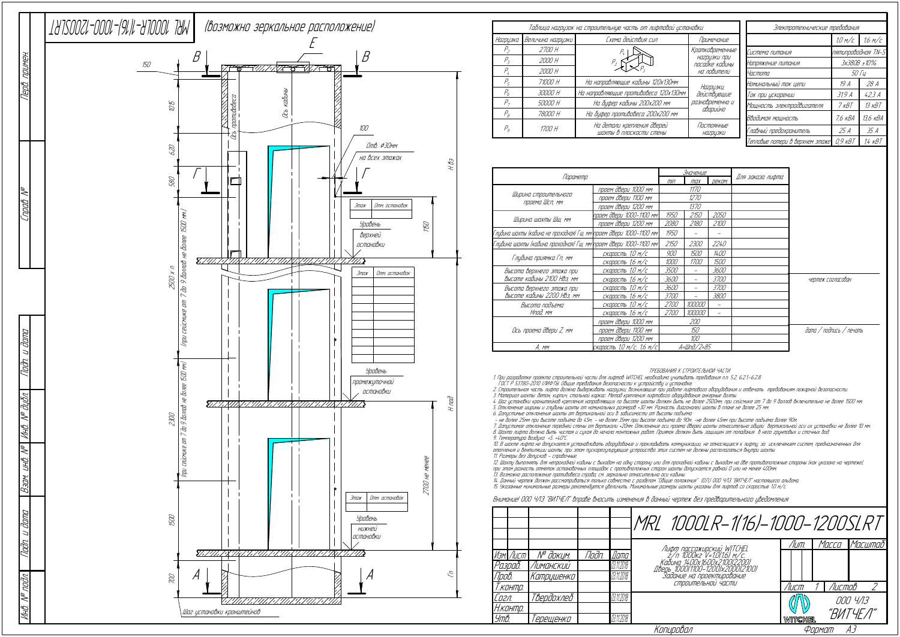MRL 1000LR-1(16)-1000-1200SLRT

(Возможно зеркальное расположение)

### Таблица нагрузок на строительную часть от лифтовой установки

| Нагрузка | Величина нагрузки | Схема действия сил | Примечание |
|---|---|---|---|
| $P_2$ | 2700 Н | | Кратковременные нагрузки при посадке кабины на ловители |
| $P_3$ | 2000 Н | | |
| $P_4$ | 2000 Н | | |
| $P_5$ | 71000 Н | На направляющие кабины 120x130мм | Нагрузки, действующие разновременно и аварийно |
| $P_6$ | 30000 Н | На направляющие противовеса 120x130мм | |
| $P_7$ | 50000 Н | На буфер кабины 200x200 мм | |
| $P_8$ | 78000 Н | На буфер противовеса 200x200 мм | |
| $P_9$ | 1700 Н | На детали крепления дверей шахты в плоскости стены | Постоянные нагрузки |

### Электротехнические требования

| | 1,0 м/с | 1,6 м/с |
|---|---|---|
| Система питания | пятипроводная TN-S | |
| Напряжение питания | 3х380В ±10% | |
| Частота | 50 Гц | |
| Номинальный ток цепи | 19 А | 28 А |
| Ток при ускорении | 31,9 А | 42,3 А |
| Мощность электродвигателя | 7 кВТ | 13 кВТ |
| Вводимая мощность | 7,6 кВА | 13,6 кВА |
| Главный предохранитель | 25 А | 35 А |
| Тепловые потери в верхнем этаже | 0,9 кВТ | 1,4 кВТ |

| Параметр | | Значение min | max | реком. | Для заказа лифта |
|---|---|---|---|---|---|
| Ширина строительного проема Шсп, мм | проем двери 1000 мм | 1170 | | | |
| | проем двери 1100 мм | 1270 | | | |
| | проем двери 1200 мм | 1370 | | | |
| Ширина шахты Шш, мм | проем двери 1000-1100 мм | 1950 | 2150 | 2050 | |
| | проем двери 1200 мм | 2080 | 2180 | 2100 | |
| Глубина шахты (кабина не проходная) Гш, мм | проем двери 1000-1100 мм | 1950 | - | - | |
| Глубина шахты (кабина проходная) Гш, мм | проем двери 1000-1100 мм | 2150 | 2300 | 2240 | |
| Глубина приямка Гп, мм | скорость 1,0 м/с | 900 | 1500 | 1400 | |
| | скорость 1,6 м/с | 1000 | 1700 | 1500 | |
| Высота верхнего этажа при высоте кабины 2100 Нвэ, мм | скорость 1,0 м/с | 3500 | - | 3600 | |
| | скорость 1,6 м/с | 3600 | - | 3700 | |
| Высота верхнего этажа при высоте кабины 2200 Нвэ, мм | скорость 1,0 м/с | 3600 | - | 3700 | |
| | скорость 1,6 м/с | 3700 | - | 3800 | |
| Высота подъема Нпод, мм | скорость 1,0 м/с | 2700 | 100000 | - | |
| | скорость 1,6 м/с | 2700 | 100000 | - | |
| Ось проема двери Z, мм | проем двери 1000 мм | 200 | | | |
| | проем двери 1100 мм | 150 | | | |
| | проем двери 1200 мм | 100 | | | |
| А, мм | скорость 1,0 м/с; 1,6 м/с | А=Шш/2+85 | | | |

чертеж согласован

дата / подпись / печать

### ТРЕБОВАНИЯ К СТРОИТЕЛЬНОЙ ЧАСТИ

1. При разработке проекта строительной части для лифтов WITCHEL необходимо учитывать требования п.п. 5.2, 6.2.1-6.2.8. ГОСТ Р 53780-2010 (ЛИФТЫ. Общие требования безопасности к устройству и установке.
2. Строительная часть лифта должна выдерживать нагрузки, возникающие при работе лифтового оборудования и отвечать требованиям пожарной безопасности.
3. Материал шахты: бетон, кирпич, стальной каркас. Метод крепления лифтового оборудования анкерные болты.
4. Шаг установки кронштейнов крепления направляющих по высоте шахты должен быть не более 2500мм, при сейсмике от 7 до 9 баллов включительно не более 1500 мм.
5. Отклонение ширины и глубины шахты от номинальных размеров +30 мм. Разность диагоналей шахты в плане не более 25 мм.
6. Допустимые отклонения шахты от вертикальной оси в зависимости от высоты подъема
 - не более 25мм при высоте подъема до 45м, - не более 35мм при высоте подъема до 90м, -не более 45мм при высоте подъема более 90м.
7. Допустимое отклонение передней стены от вертикали +20мм. Отклонение оси проема двери шахты относительно общей вертикальной оси их установки не более 10 мм.
8. Шахта лифта должна быть чистая и сухая до начала монтажных работ. Приямок должен быть защищен от попадания в него грунтовых и сточных вод.
9. Температура воздуха +5...+40°С.
10. В шахте лифта не допускается устанавливать оборудование и прокладывать коммуникации, не относящиеся к лифту, за исключением систем, предназначенных для отопления и вентиляции шахты, при этом пускорегулирующие устройства этих систем не должны располагаться внутри шахты.
11. Размеры без допусков - справочные.
12. Шахту выполнять для непроходной кабины с выходом на одну сторону или для проходной кабины с выходом на две противоположные стороны (как указано на чертеже), при этом разность отметок остановочных площадок с противоположных сторон шахты допускается равной 0 или не менее 400мм.
13. Возможно расположение противовеса справа, см. зеркально относительно оси кабины.
14. Данный чертеж должен рассматриваться только совместно с разделом "Общие положения" (ОП) ООО ЧЛЗ "ВИТЧЕЛ" настоящего альбома.
15. Указанные минимальные размеры рекомендуется увеличить. Минимальные размеры шахты указаны для лифтов со скоростью 1.0 м/с.

Внимание! ООО ЧЛЗ "ВИТЧЕЛ" вправе вносить изменения в данный чертеж без предварительного уведомления

| Изм. | Лист | № докум. | Подп. | Дата |
|---|---|---|---|---|
| Разраб. | | Лиманский | | 03.11.2018 |
| Пров. | | Катрушенко | | 03.11.2018 |
| Т.контр. | | | | |
| Согл. | | Твердохлеб | | 03.11.2018 |
| Н.контр. | | | | |
| Утв. | | Терещенко | | 03.11.2018 |

**MRL 1000LR-1(16)-1000-1200SLRT**

Лифт пассажирский WITCHEL г/п 1000кг V=1,0(1,6) м/с. Кабина 1400х1600х2100(2200) Дверь 1000(1100-1200)х2000(2100) Задание на проектирование строительной части

Лит. | Масса | Масштаб

Лист 1 | Листов 2

ООО ЧЛЗ "ВИТЧЕЛ"

Копировал | Формат А3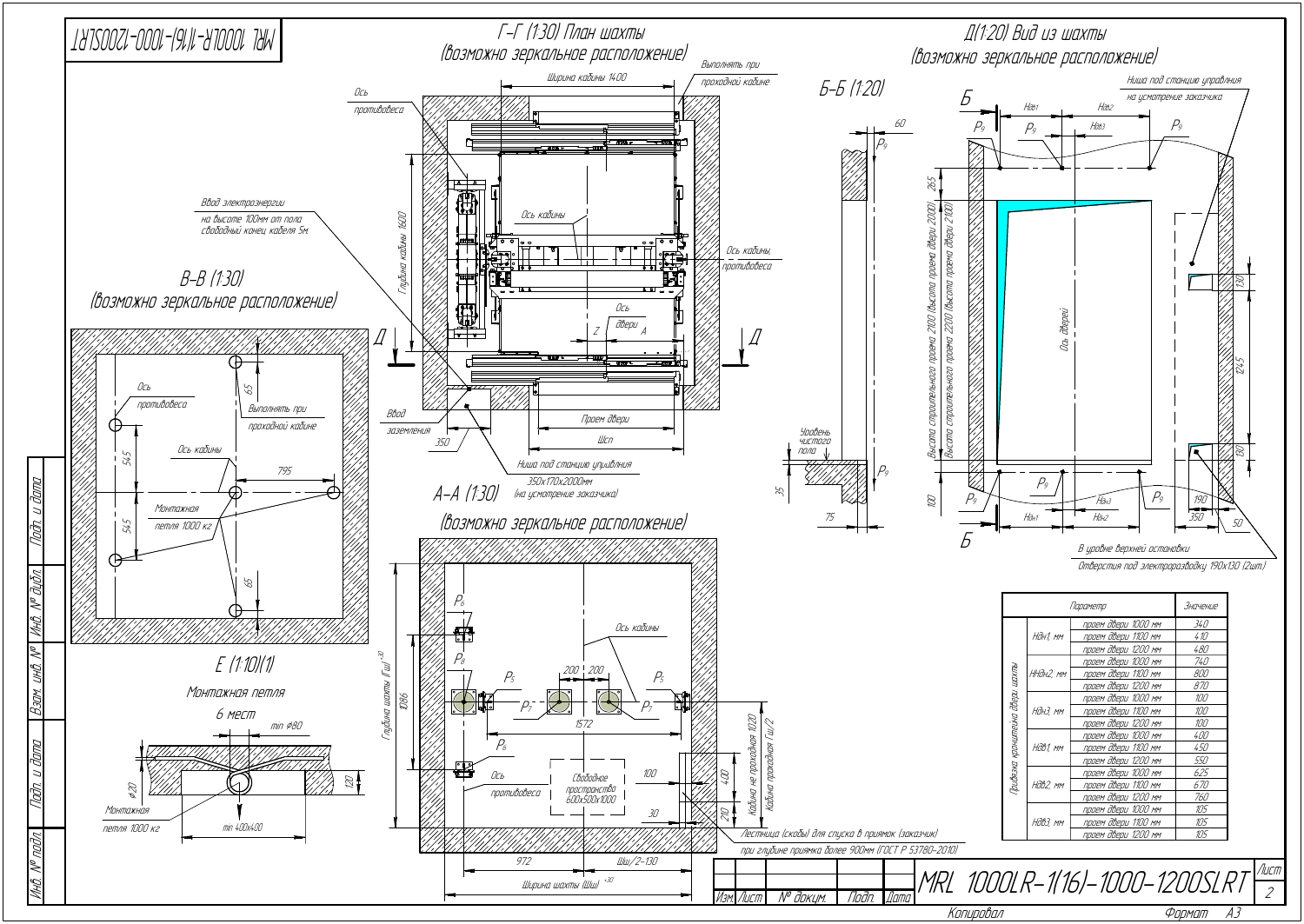MRL 1000LR-1(16)-1000-1200SLRT

## Г-Г (1:30) План шахты
(возможно зеркальное расположение)

Ширина кабины 1400

Выполнять при проходной кабине

Ось противовеса

Глубина кабины 1600

Ввод электроэнергии на высоте 100мм от пола свободный конец кабеля 5м.

Ось кабины

Ось кабины, противовеса

Ось двери

Z

A

Д

Д

Ввод заземления

350

Проем двери

Шсп

Ниша под станцию управления 350х170х2000мм (на усмотрение заказчика)

## Б-Б (1:20)

60

$P_9$

$P_9$

Уровень чистого пола

35

75

## Д(1:20) Вид из шахты
(возможно зеркальное расположение)

Ниша под станцию управления на усмотрение заказчика

Б

Б

Нdв1

Нdв2

Нdв3

Нdн1

Нdн2

Нdн3

$P_9$

265

Высота строительного проема 2100 (высота проема двери 2000)

Высота строительного проема 2200 (высота проема двери 2100)

Ось дверей

100

130

1245

130

190

350

50

В уровне верхней остановки

Отверстия под электроразводку 190х130 (2шт.)

## В-В (1:30)
(возможно зеркальное расположение)

Ось противовеса

Выполнять при проходной кабине

Ось кабины

65

545

545

795

65

Монтажная петля 1000 кг

## Е (1:10)(1)

Монтажная петля

6 мест

min Ø80

Ø20

120

Монтажная петля 1000 кг

min 400х400

## А-А (1:30)
(возможно зеркальное расположение)

$P_6$

$P_8$

$P_5$

$P_7$

$P_7$

$P_5$

$P_6$

200 200

Ось кабины

1572

Ось противовеса

Свободное пространство 600х500х1000

Глубина шахты (Гш) $^{+30}$

1086

100

400

210

30

Кабина не проходная 1020

Кабина проходная Гш/2

Лестница (скобы) для спуска в приямок (заказчик) при глубине приямка более 900мм (ГОСТ Р 53780-2010)

972

Шш/2-130

Ширина шахты (Шш) $^{+30}$

| Параметр | | | Значение |
|---|---|---|---|
| Привязка кронштейна двери шахты | Нdн1, мм | проем двери 1000 мм | 340 |
| | | проем двери 1100 мм | 410 |
| | | проем двери 1200 мм | 480 |
| | Нdн2, мм | проем двери 1000 мм | 740 |
| | | проем двери 1100 мм | 800 |
| | | проем двери 1200 мм | 870 |
| | Нdн3, мм | проем двери 1000 мм | 100 |
| | | проем двери 1100 мм | 100 |
| | | проем двери 1200 мм | 100 |
| | Нdв1, мм | проем двери 1000 мм | 400 |
| | | проем двери 1100 мм | 450 |
| | | проем двери 1200 мм | 550 |
| | Нdв2, мм | проем двери 1000 мм | 625 |
| | | проем двери 1100 мм | 670 |
| | | проем двери 1200 мм | 760 |
| | Нdв3, мм | проем двери 1000 мм | 105 |
| | | проем двери 1100 мм | 105 |
| | | проем двери 1200 мм | 105 |

MRL 1000LR-1(16)-1000-1200SLRT

Изм | Лист | № докум. | Подп. | Дата

Лист 2

Копировал

Формат А3

Инв. № подл. | Подп. и дата | Взам. инв. № | Инв. № дубл. | Подп. и дата